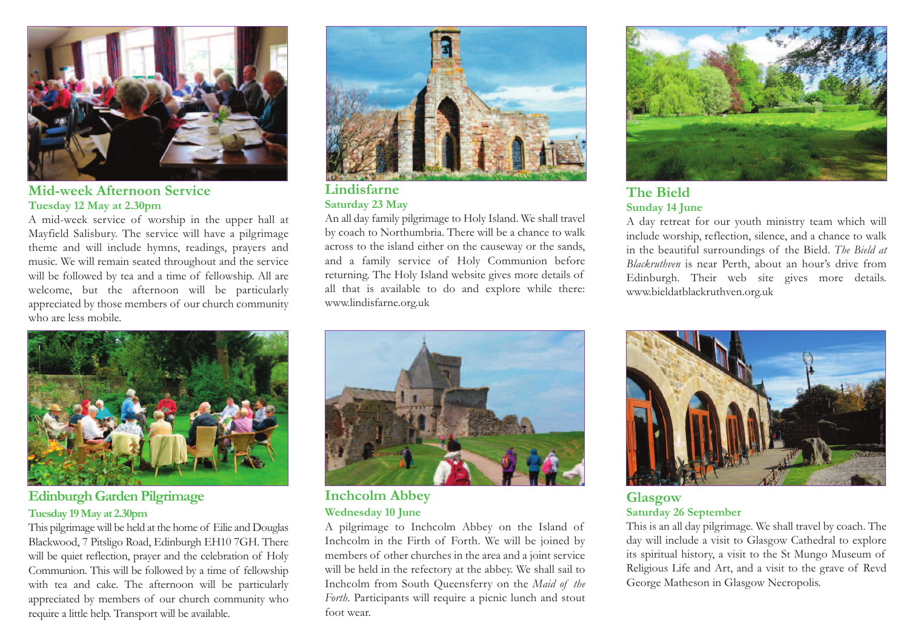## Mid-week Afternoon Service

**Tuesday 12 May at 2.30pm**

A mid-week service of worship in the upper hall at Mayfield Salisbury. The service will have a pilgrimage theme and will include hymns, readings, prayers and music. We will remain seated throughout and the service will be followed by tea and a time of fellowship. All are welcome, but the afternoon will be particularly appreciated by those members of our church community who are less mobile.

## Edinburgh Garden Pilgrimage

**Tuesday 19 May at 2.30pm**

This pilgrimage will be held at the home of Eilie and Douglas Blackwood, 7 Pitsligo Road, Edinburgh EH10 7GH. There will be quiet reflection, prayer and the celebration of Holy Communion. This will be followed by a time of fellowship with tea and cake. The afternoon will be particularly appreciated by members of our church community who require a little help. Transport will be available.

## Lindisfarne

**Saturday 23 May**

An all day family pilgrimage to Holy Island. We shall travel by coach to Northumbria. There will be a chance to walk across to the island either on the causeway or the sands, and a family service of Holy Communion before returning. The Holy Island website gives more details of all that is available to do and explore while there: www.lindisfarne.org.uk

## Inchcolm Abbey

**Wednesday 10 June**

A pilgrimage to Inchcolm Abbey on the Island of Inchcolm in the Firth of Forth. We will be joined by members of other churches in the area and a joint service will be held in the refectory at the abbey. We shall sail to Inchcolm from South Queensferry on the *Maid of the Forth*. Participants will require a picnic lunch and stout foot wear.

## The Bield

**Sunday 14 June**

A day retreat for our youth ministry team which will include worship, reflection, silence, and a chance to walk in the beautiful surroundings of the Bield. *The Bield at Blackruthven* is near Perth, about an hour's drive from Edinburgh. Their web site gives more details. www.bieldatblackruthven.org.uk

## Glasgow

**Saturday 26 September**

This is an all day pilgrimage. We shall travel by coach. The day will include a visit to Glasgow Cathedral to explore its spiritual history, a visit to the St Mungo Museum of Religious Life and Art, and a visit to the grave of Revd George Matheson in Glasgow Necropolis.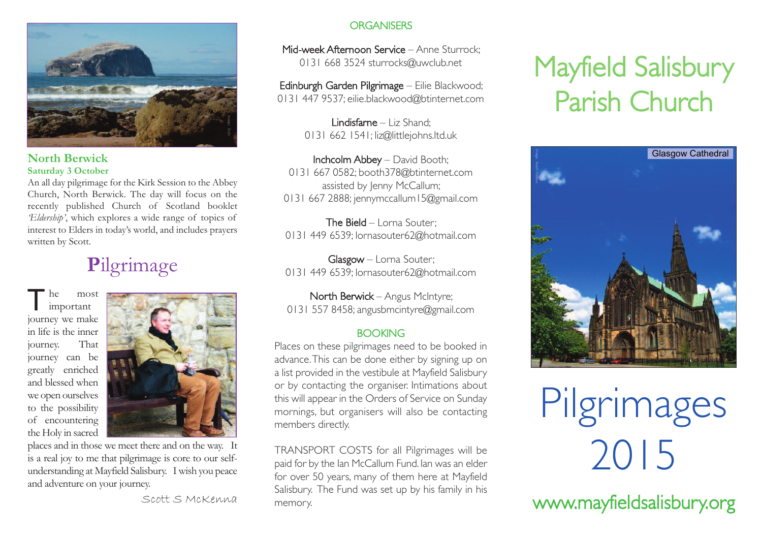## North Berwick

**Saturday 3 October**

An all day pilgrimage for the Kirk Session to the Abbey Church, North Berwick. The day will focus on the recently published Church of Scotland booklet *'Eldership'*, which explores a wide range of topics of interest to Elders in today's world, and includes prayers written by Scott.

# Pilgrimage

The most important journey we make in life is the inner journey. That journey can be greatly enriched and blessed when we open ourselves to the possibility of encountering the Holy in sacred places and in those we meet there and on the way. It is a real joy to me that pilgrimage is core to our self-understanding at Mayfield Salisbury. I wish you peace and adventure on your journey.

Scott S McKenna

## ORGANISERS

**Mid-week Afternoon Service** – Anne Sturrock; 0131 668 3524 sturrocks@uwclub.net

**Edinburgh Garden Pilgrimage** – Eilie Blackwood; 0131 447 9537; eilie.blackwood@btinternet.com

**Lindisfarne** – Liz Shand; 0131 662 1541; liz@littlejohns.ltd.uk

**Inchcolm Abbey** – David Booth; 0131 667 0582; booth378@btinternet.com assisted by Jenny McCallum; 0131 667 2888; jennymccallum15@gmail.com

**The Bield** – Lorna Souter; 0131 449 6539; lornasouter62@hotmail.com

**Glasgow** – Lorna Souter; 0131 449 6539; lornasouter62@hotmail.com

**North Berwick** – Angus McIntyre; 0131 557 8458; angusbmcintyre@gmail.com

## BOOKING

Places on these pilgrimages need to be booked in advance. This can be done either by signing up on a list provided in the vestibule at Mayfield Salisbury or by contacting the organiser. Intimations about this will appear in the Orders of Service on Sunday mornings, but organisers will also be contacting members directly.

TRANSPORT COSTS for all Pilgrimages will be paid for by the Ian McCallum Fund. Ian was an elder for over 50 years, many of them here at Mayfield Salisbury. The Fund was set up by his family in his memory.

# Mayfield Salisbury Parish Church

Glasgow Cathedral

# Pilgrimages 2015

www.mayfieldsalisbury.org